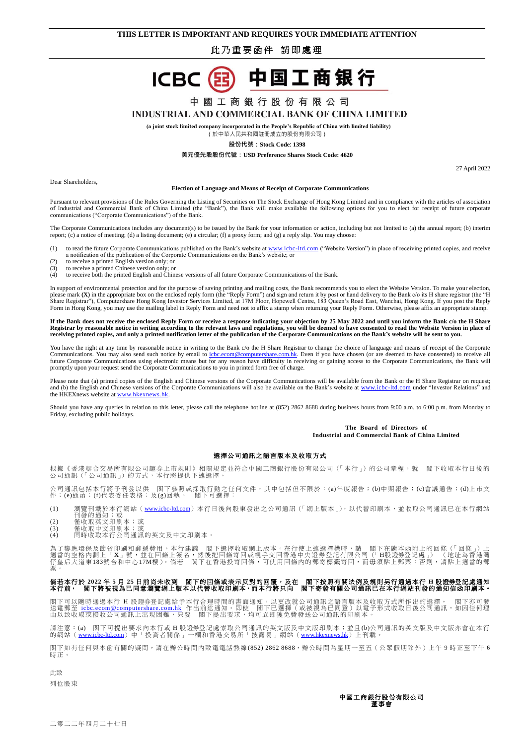**THIS LETTER IS IMPORTANT AND REQUIRES YOUR IMMEDIATE ATTENTION**

**此乃重要函件　請即處理**

ICBC 中国工商银行

# 中國工商銀行股份有限公司
# INDUSTRIAL AND COMMERCIAL BANK OF CHINA LIMITED

**(a joint stock limited company incorporated in the People's Republic of China with limited liability)**
（於中華人民共和國註冊成立的股份有限公司）

**股份代號：Stock Code: 1398**

**美元優先股股份代號：USD Preference Shares Stock Code: 4620**

27 April 2022

Dear Shareholders,

**Election of Language and Means of Receipt of Corporate Communications**

Pursuant to relevant provisions of the Rules Governing the Listing of Securities on The Stock Exchange of Hong Kong Limited and in compliance with the articles of association of Industrial and Commercial Bank of China Limited (the "Bank"), the Bank will make available the following options for you to elect for receipt of future corporate communications ("Corporate Communications") of the Bank.

The Corporate Communications includes any document(s) to be issued by the Bank for your information or action, including but not limited to (a) the annual report; (b) interim report; (c) a notice of meeting; (d) a listing document; (e) a circular; (f) a proxy form; and (g) a reply slip. You may choose:

(1) to read the future Corporate Communications published on the Bank's website at www.icbc-ltd.com ("Website Version") in place of receiving printed copies, and receive a notification of the publication of the Corporate Communications on the Bank's website; or
(2) to receive a printed English version only; or
(3) to receive a printed Chinese version only; or
(4) to receive both the printed English and Chinese versions of all future Corporate Communications of the Bank.

In support of environmental protection and for the purpose of saving printing and mailing costs, the Bank recommends you to elect the Website Version. To make your election, please mark **(X)** in the appropriate box on the enclosed reply form (the "Reply Form") and sign and return it by post or hand delivery to the Bank c/o its H share registrar (the "H Share Registrar"), Computershare Hong Kong Investor Services Limited, at 17M Floor, Hopewell Centre, 183 Queen's Road East, Wanchai, Hong Kong. If you post the Reply Form in Hong Kong, you may use the mailing label in Reply Form and need not to affix a stamp when returning your Reply Form. Otherwise, please affix an appropriate stamp.

**If the Bank does not receive the enclosed Reply Form or receive a response indicating your objection by 25 May 2022 and until you inform the Bank c/o the H Share Registrar by reasonable notice in writing according to the relevant laws and regulations, you will be deemed to have consented to read the Website Version in place of receiving printed copies, and only a printed notification letter of the publication of the Corporate Communications on the Bank's website will be sent to you.**

You have the right at any time by reasonable notice in writing to the Bank c/o the H Share Registrar to change the choice of language and means of receipt of the Corporate Communications. You may also send such notice by email to icbc.ecom@computershare.com.hk. Even if you have chosen (or are deemed to have consented) to receive all future Corporate Communications using electronic means but for any reason have difficulty in receiving or gaining access to the Corporate Communications, the Bank will promptly upon your request send the Corporate Communications to you in printed form free of charge.

Please note that (a) printed copies of the English and Chinese versions of the Corporate Communications will be available from the Bank or the H Share Registrar on request; and (b) the English and Chinese versions of the Corporate Communications will also be available on the Bank's website at www.icbc-ltd.com under "Investor Relations" and the HKEXnews website at www.hkexnews.hk.

Should you have any queries in relation to this letter, please call the telephone hotline at (852) 2862 8688 during business hours from 9:00 a.m. to 6:00 p.m. from Monday to Friday, excluding public holidays.

**The Board of Directors of**
**Industrial and Commercial Bank of China Limited**

**選擇公司通訊之語言版本及收取方式**

根據《香港聯合交易所有限公司證券上市規則》相關規定並符合中國工商銀行股份有限公司（「本行」）的公司章程，就　閣下收取本行日後的公司通訊（「公司通訊」）的方式，本行將提供下述選擇。

公司通訊包括本行將予刊發以供　閣下參照或採取行動之任何文件，其中包括但不限於：(a)年度報告；(b)中期報告；(c)會議通告；(d)上市文件；(e)通函；(f)代表委任表格；及(g)回執。　閣下可選擇：

(1) 瀏覽刊載於本行網站（www.icbc-ltd.com）本行日後向股東發出之公司通訊（「網上版本」），以代替印刷本，並收取公司通訊已在本行網站刊發的通知；或
(2) 僅收取英文印刷本；或
(3) 僅收取中文印刷本；或
(4) 同時收取本行公司通訊的英文及中文印刷本。

為了響應環保及節省印刷和郵遞費用，本行建議　閣下選擇收取網上版本。在行使上述選擇權時，請　閣下在隨本函附上的回條（「回條」）上適當的空格內劃上「**X**」號，並在回條上簽名，然後把回條寄回或親手交回香港中央證券登記有限公司（「H股證券登記處」）（地址為香港灣仔皇后大道東183號合和中心17M樓）。倘若　閣下在香港投寄回條，可使用回條內的郵寄標籤寄回，而毋須貼上郵票；否則，請貼上適當的郵票。

**倘若本行於2022年5月25日前尚未收到　閣下的回條或表示反對的回覆，及在　閣下按照有關法例及規則另行通過本行H股證券登記處通知本行前，　閣下將被視為已同意瀏覽網上版本以代替收取印刷本，而本行將只向　閣下寄發有關公司通訊已在本行網站刊發的通知信函印刷本。**

閣下可以隨時通過本行H股證券登記處給予本行合理時間的書面通知，以更改就公司通訊之語言版本及收取方式所作出的選擇。　閣下亦可發送電郵至 icbc.ecom@computershare.com.hk 作出前述通知。即使　閣下已選擇（或被視為已同意）以電子形式收取日後公司通訊，如因任何理由以致收取或接收公司通訊上出現困難，只要　閣下提出要求，均可立即獲免費發送公司通訊的印刷本。

請注意：(a)　閣下可提出要求向本行或H股證券登記處索取公司通訊的英文版及中文版印刷本；並且(b)公司通訊的英文版及中文版亦會在本行的網站（www.icbc-ltd.com）中「投資者關係」一欄和香港交易所「披露易」網站（www.hkexnews.hk）上刊載。

閣下如有任何與本函有關的疑問，請在辦公時間內致電電話熱線(852) 2862 8688，辦公時間為星期一至五（公眾假期除外）上午9時正至下午6時正。

此致

列位股東

**中國工商銀行股份有限公司**
**董事會**

二零二二年四月二十七日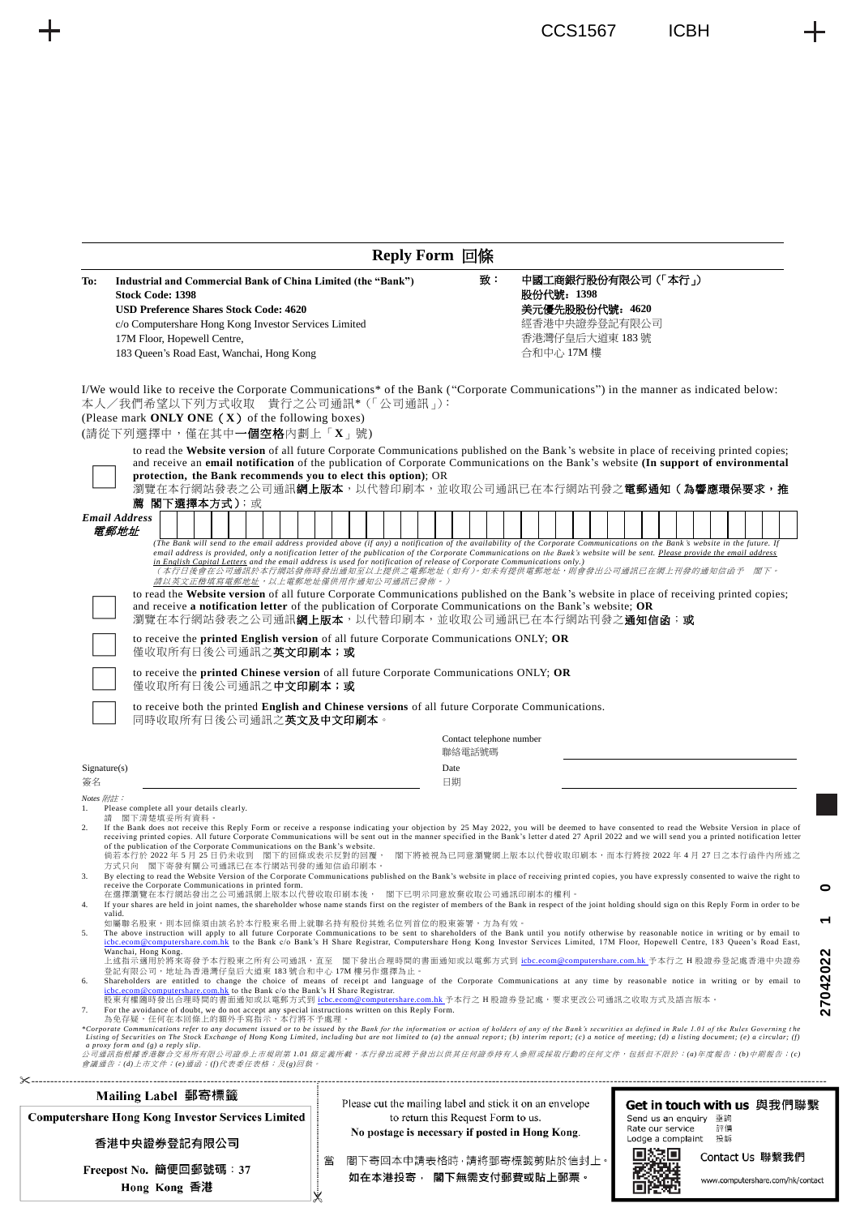# Reply Form 回條

**To:** **Industrial and Commercial Bank of China Limited (the "Bank")**
**Stock Code: 1398**
**USD Preference Shares Stock Code: 4620**
c/o Computershare Hong Kong Investor Services Limited
17M Floor, Hopewell Centre,
183 Queen's Road East, Wanchai, Hong Kong

**致：** **中國工商銀行股份有限公司（「本行」）**
**股份代號：1398**
**美元優先股股份代號：4620**
經香港中央證券登記有限公司
香港灣仔皇后大道東 183 號
合和中心 17M 樓

I/We would like to receive the Corporate Communications* of the Bank ("Corporate Communications") in the manner as indicated below:
本人／我們希望以下列方式收取 貴行之公司通訊*（「公司通訊」）：
(Please mark **ONLY ONE** (**X**) of the following boxes)
(請從下列選擇中，僅在其中**一個空格**內劃上「**X**」號)

☐ to read the **Website version** of all future Corporate Communications published on the Bank's website in place of receiving printed copies; and receive an **email notification** of the publication of Corporate Communications on the Bank's website **(In support of environmental protection, the Bank recommends you to elect this option)**; OR
瀏覽在本行網站發表之公司通訊**網上版本**，以代替印刷本，並收取公司通訊已在本行網站刊發之**電郵通知（為響應環保要求，推薦 閣下選擇本方式）**；或

**Email Address**
**電郵地址** ______________________________

*(The Bank will send to the email address provided above (if any) a notification of the availability of the Corporate Communications on the Bank's website in the future. If email address is provided, only a notification letter of the publication of Corporate Communications on the Bank's website will be sent. Please provide the email address in English Capital Letters and the email address is used for notification of release of Corporate Communications only.)*
*（本行日後會在公司通訊於本行網站發佈時發出通知至以上提供之電郵地址（如有）。如未有提供電郵地址，則會發出公司通訊已在網上刊發的通知信函予 閣下。請以英文正楷填寫電郵地址。以上電郵地址僅供用作通知公司通訊已發佈。）*

☐ to read the **Website version** of all future Corporate Communications published on the Bank's website in place of receiving printed copies; and receive **a notification letter** of the publication of Corporate Communications on the Bank's website; **OR**
瀏覽在本行網站發表之公司通訊**網上版本**，以代替印刷本，並收取公司通訊已在本行網站刊發之**通知信函；或**

☐ to receive the **printed English version** of all future Corporate Communications ONLY; **OR**
僅收取所有日後公司通訊之**英文印刷本；或**

☐ to receive the **printed Chinese version** of all future Corporate Communications ONLY; **OR**
僅收取所有日後公司通訊之**中文印刷本；或**

☐ to receive both the printed **English and Chinese versions** of all future Corporate Communications.
同時收取所有日後公司通訊之**英文及中文印刷本**。

Contact telephone number
聯絡電話號碼 ______________________________

Signature(s)
簽名 ______________________________

Date
日期 ______________________________

*Notes 附註：*

1. Please complete all your details clearly.
   請 閣下清楚填妥所有資料。
2. If the Bank does not receive this Reply Form or receive a response indicating your objection by 25 May 2022, you will be deemed to have consented to read the Website Version in place of receiving printed copies. All future Corporate Communications will be sent out in the manner specified in the Bank's letter dated 27 April 2022 and we will send you a printed notification letter of the publication of the Corporate Communications on the Bank's website.
   倘若本行於 2022 年 5 月 25 日仍未收到 閣下的回條或表示反對的回覆， 閣下將被視為已同意瀏覽網上版本以代替收取印刷本，而本行將按 2022 年 4 月 27 日之本行函件內所述之方式只向 閣下寄發有關公司通訊已在本行網站刊發的通知信函印刷本。
3. By electing to read the Website Version of the Corporate Communications published on the Bank's website in place of receiving printed copies, you have expressly consented to waive the right to receive the Corporate Communications in printed form.
   在選擇瀏覽在本行網站發表之公司通訊網上版本以代替收取印刷本後， 閣下已明示同意放棄收取公司通訊印刷本的權利。
4. If your shares are held in joint names, the shareholder whose name stands first on the register of members of the Bank in respect of the joint holding should sign on this Reply Form in order to be valid.
   如屬聯名股東，則本回條須由該名於本行股東名冊上就聯名持有股份其姓名位列首位的股東簽署，方為有效。
5. The above instruction will apply to all future Corporate Communications to be sent to shareholders of the Bank until you notify otherwise by reasonable notice in writing or by email to icbc.ecom@computershare.com.hk to the Bank c/o Bank's H Share Registrar, Computershare Hong Kong Investor Services Limited, 17M Floor, Hopewell Centre, 183 Queen's Road East, Wanchai, Hong Kong.
   上述指示適用於將來寄發予本行股東之所有公司通訊，直至 閣下發出合理時間的書面通知或以電郵方式到 icbc.ecom@computershare.com.hk 予本行之 H 股證券登記處香港中央證券登記有限公司，地址為香港灣仔皇后大道東 183 號合和中心 17M 樓另作選擇為止。
6. Shareholders are entitled to change the choice of means of receipt and language of the Corporate Communications at any time by reasonable notice in writing or by email to icbc.ecom@computershare.com.hk to the Bank c/o the Bank's H Share Registrar.
   股東有權隨時發出合理時間的書面通知或以電郵方式到 icbc.ecom@computershare.com.hk 予本行之 H 股證券登記處，要求更改公司通訊之收取方式及語言版本。
7. For the avoidance of doubt, we do not accept any special instructions written on this Reply Form.
   為免存疑，任何在本回條上的額外手寫指示，本行將不予處理。

*\*Corporate Communications refer to any document issued or to be issued by the Bank for the information or action of holders of any of the Bank's securities as defined in Rule 1.01 of the Rules Governing the Listing of Securities on The Stock Exchange of Hong Kong Limited, including but are not limited to (a) the annual report; (b) interim report; (c) a notice of meeting; (d) a listing document; (e) a circular; (f) a proxy form and (g) a reply slip.*
*公司通訊指根據香港聯合交易所有限公司證券上市規則第 1.01 條定義所載，本行發出或將予發出以供其任何證券持有人參照或採取行動的任何文件，包括但不限於：(a)年度報告；(b)中期報告；(c)會議通告；(d)上市文件；(e)通函；(f)代表委任表格；及(g)回執。*

---

**Mailing Label 郵寄標籤**

**Computershare Hong Kong Investor Services Limited**

**香港中央證券登記有限公司**

**Freepost No. 簡便回郵號碼：37**
**Hong Kong 香港**

Please cut the mailing label and stick it on an envelope to return this Request Form to us.
**No postage is necessary if posted in Hong Kong.**

當 閣下寄回本申請表格時，請將郵寄標籤剪貼於信封上。
**如在本港投寄， 閣下無需支付郵費或貼上郵票。**

**Get in touch with us 與我們聯繫**
Send us an enquiry 查詢
Rate our service 評價
Lodge a complaint 投訴
Contact Us 聯繫我們
www.computershare.com/hk/contact